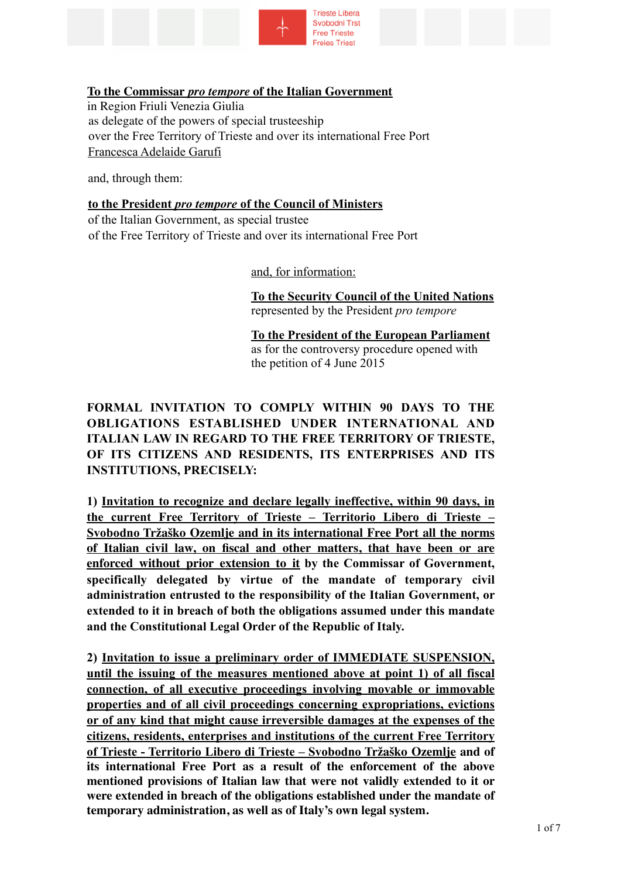Trieste Libera
Svobodni Trst
Free Trieste
Freies Triest

**<u>To the Commissar *pro tempore* of the Italian Government</u>**
in Region Friuli Venezia Giulia
as delegate of the powers of special trusteeship
over the Free Territory of Trieste and over its international Free Port
<u>Francesca Adelaide Garufi</u>

and, through them:

**<u>to the President *pro tempore* of the Council of Ministers</u>**
of the Italian Government, as special trustee
of the Free Territory of Trieste and over its international Free Port

<u>and, for information:</u>

**<u>To the Security Council of the United Nations</u>**
represented by the President *pro tempore*

**<u>To the President of the European Parliament</u>**
as for the controversy procedure opened with
the petition of 4 June 2015

**FORMAL INVITATION TO COMPLY WITHIN 90 DAYS TO THE OBLIGATIONS ESTABLISHED UNDER INTERNATIONAL AND ITALIAN LAW IN REGARD TO THE FREE TERRITORY OF TRIESTE, OF ITS CITIZENS AND RESIDENTS, ITS ENTERPRISES AND ITS INSTITUTIONS, PRECISELY:**

**1) <u>Invitation to recognize and declare legally ineffective, within 90 days, in the current Free Territory of Trieste – Territorio Libero di Trieste – Svobodno Tržaško Ozemlje and in its international Free Port all the norms of Italian civil law, on fiscal and other matters, that have been or are enforced without prior extension to it</u> by the Commissar of Government, specifically delegated by virtue of the mandate of temporary civil administration entrusted to the responsibility of the Italian Government, or extended to it in breach of both the obligations assumed under this mandate and the Constitutional Legal Order of the Republic of Italy.**

**2) <u>Invitation to issue a preliminary order of IMMEDIATE SUSPENSION, until the issuing of the measures mentioned above at point 1) of all fiscal connection, of all executive proceedings involving movable or immovable properties and of all civil proceedings concerning expropriations, evictions or of any kind that might cause irreversible damages at the expenses of the citizens, residents, enterprises and institutions of the current Free Territory of Trieste - Territorio Libero di Trieste – Svobodno Tržaško Ozemlje</u> and of its international Free Port as a result of the enforcement of the above mentioned provisions of Italian law that were not validly extended to it or were extended in breach of the obligations established under the mandate of temporary administration, as well as of Italy's own legal system.**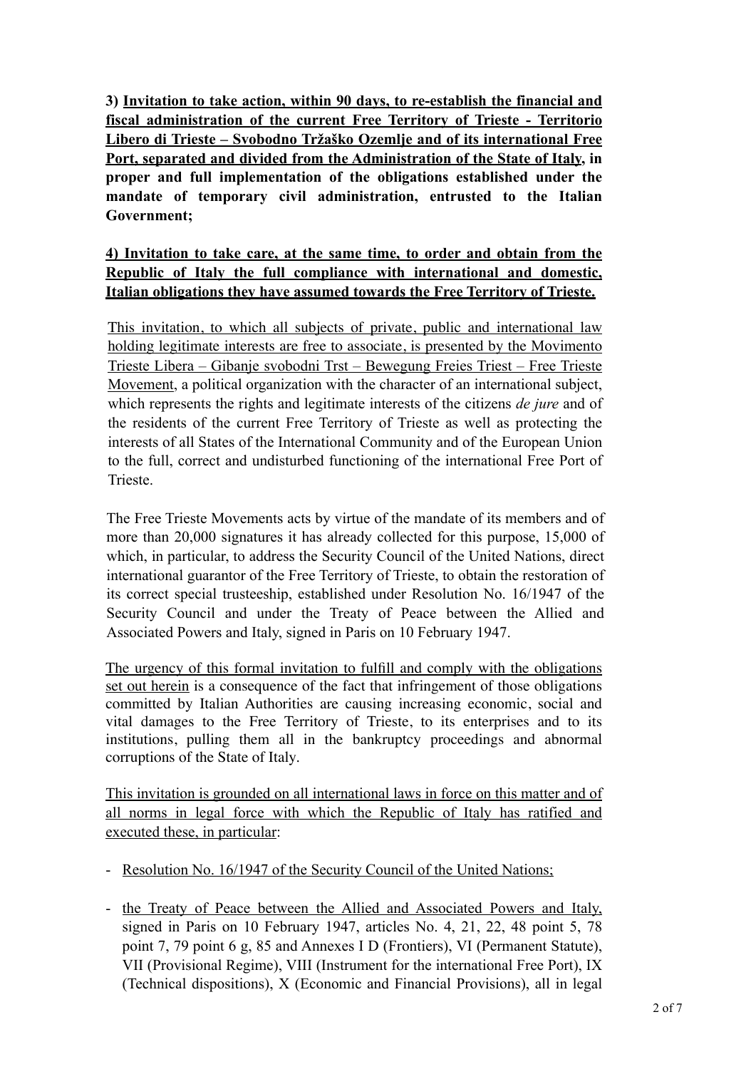**3) <u>Invitation to take action, within 90 days, to re-establish the financial and fiscal administration of the current Free Territory of Trieste - Territorio Libero di Trieste – Svobodno Tržaško Ozemlje and of its international Free Port, separated and divided from the Administration of the State of Italy,</u> in proper and full implementation of the obligations established under the mandate of temporary civil administration, entrusted to the Italian Government;**

**<u>4) Invitation to take care, at the same time, to order and obtain from the Republic of Italy the full compliance with international and domestic, Italian obligations they have assumed towards the Free Territory of Trieste.</u>**

<u>This invitation, to which all subjects of private, public and international law holding legitimate interests are free to associate, is presented by the Movimento Trieste Libera – Gibanje svobodni Trst – Bewegung Freies Triest – Free Trieste Movement</u>, a political organization with the character of an international subject, which represents the rights and legitimate interests of the citizens *de jure* and of the residents of the current Free Territory of Trieste as well as protecting the interests of all States of the International Community and of the European Union to the full, correct and undisturbed functioning of the international Free Port of Trieste.

The Free Trieste Movements acts by virtue of the mandate of its members and of more than 20,000 signatures it has already collected for this purpose, 15,000 of which, in particular, to address the Security Council of the United Nations, direct international guarantor of the Free Territory of Trieste, to obtain the restoration of its correct special trusteeship, established under Resolution No. 16/1947 of the Security Council and under the Treaty of Peace between the Allied and Associated Powers and Italy, signed in Paris on 10 February 1947.

<u>The urgency of this formal invitation to fulfill and comply with the obligations set out herein</u> is a consequence of the fact that infringement of those obligations committed by Italian Authorities are causing increasing economic, social and vital damages to the Free Territory of Trieste, to its enterprises and to its institutions, pulling them all in the bankruptcy proceedings and abnormal corruptions of the State of Italy.

<u>This invitation is grounded on all international laws in force on this matter and of all norms in legal force with which the Republic of Italy has ratified and executed these, in particular</u>:

- <u>Resolution No. 16/1947 of the Security Council of the United Nations;</u>
- <u>the Treaty of Peace between the Allied and Associated Powers and Italy,</u> signed in Paris on 10 February 1947, articles No. 4, 21, 22, 48 point 5, 78 point 7, 79 point 6 g, 85 and Annexes I D (Frontiers), VI (Permanent Statute), VII (Provisional Regime), VIII (Instrument for the international Free Port), IX (Technical dispositions), X (Economic and Financial Provisions), all in legal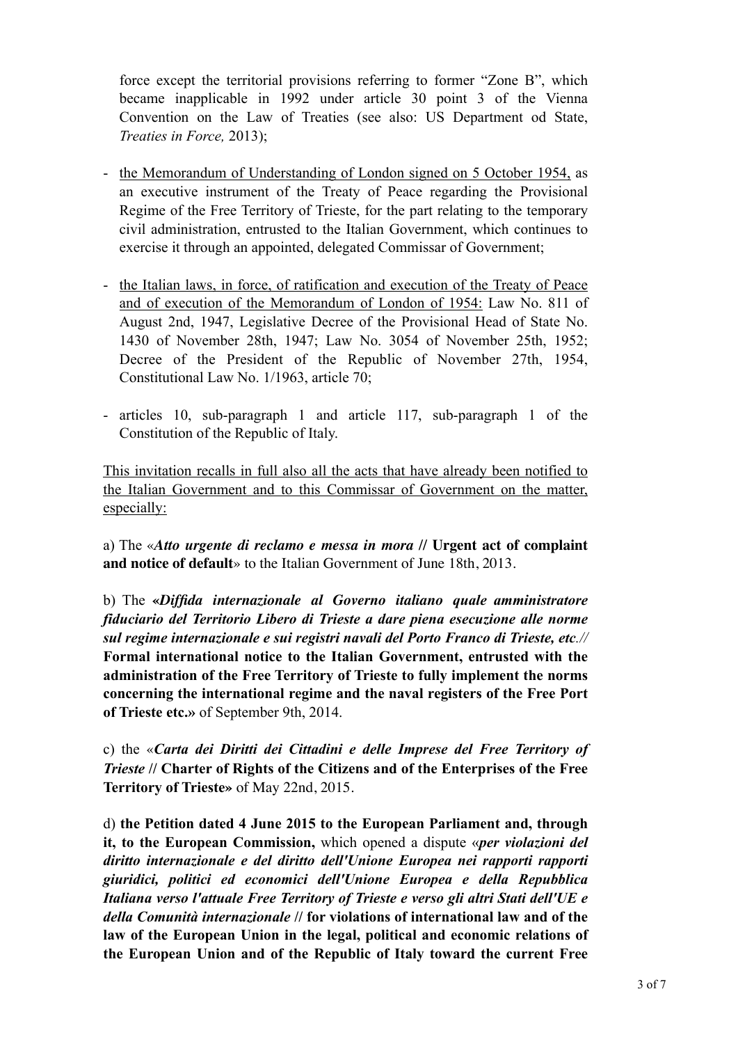force except the territorial provisions referring to former "Zone B", which became inapplicable in 1992 under article 30 point 3 of the Vienna Convention on the Law of Treaties (see also: US Department od State, *Treaties in Force,* 2013);

- <u>the Memorandum of Understanding of London signed on 5 October 1954,</u> as an executive instrument of the Treaty of Peace regarding the Provisional Regime of the Free Territory of Trieste, for the part relating to the temporary civil administration, entrusted to the Italian Government, which continues to exercise it through an appointed, delegated Commissar of Government;

- <u>the Italian laws, in force, of ratification and execution of the Treaty of Peace and of execution of the Memorandum of London of 1954:</u> Law No. 811 of August 2nd, 1947, Legislative Decree of the Provisional Head of State No. 1430 of November 28th, 1947; Law No. 3054 of November 25th, 1952; Decree of the President of the Republic of November 27th, 1954, Constitutional Law No. 1/1963, article 70;

- articles 10, sub-paragraph 1 and article 117, sub-paragraph 1 of the Constitution of the Republic of Italy.

<u>This invitation recalls in full also all the acts that have already been notified to the Italian Government and to this Commissar of Government on the matter, especially:</u>

a) The «***Atto urgente di reclamo e messa in mora* // Urgent act of complaint and notice of default**» to the Italian Government of June 18th, 2013.

b) The **«*Diffida internazionale al Governo italiano quale amministratore fiduciario del Territorio Libero di Trieste a dare piena esecuzione alle norme sul regime internazionale e sui registri navali del Porto Franco di Trieste, etc.//* Formal international notice to the Italian Government, entrusted with the administration of the Free Territory of Trieste to fully implement the norms concerning the international regime and the naval registers of the Free Port of Trieste etc.»** of September 9th, 2014.

c) the «***Carta dei Diritti dei Cittadini e delle Imprese del Free Territory of Trieste* // Charter of Rights of the Citizens and of the Enterprises of the Free Territory of Trieste»** of May 22nd, 2015.

d) **the Petition dated 4 June 2015 to the European Parliament and, through it, to the European Commission,** which opened a dispute «***per violazioni del diritto internazionale e del diritto dell'Unione Europea nei rapporti rapporti giuridici, politici ed economici dell'Unione Europea e della Repubblica Italiana verso l'attuale Free Territory of Trieste e verso gli altri Stati dell'UE e della Comunità internazionale* // for violations of international law and of the law of the European Union in the legal, political and economic relations of the European Union and of the Republic of Italy toward the current Free**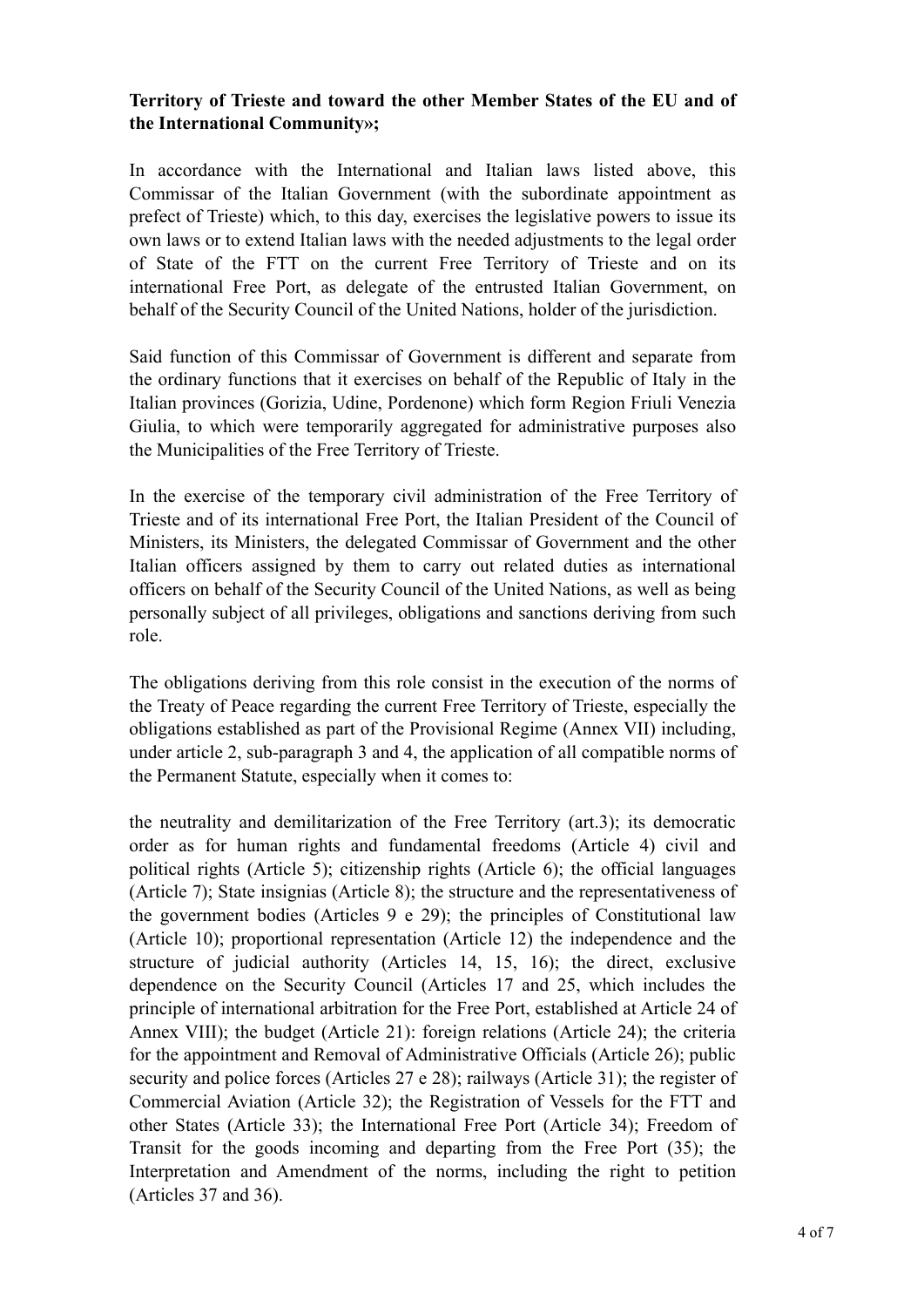**Territory of Trieste and toward the other Member States of the EU and of the International Community»;**

In accordance with the International and Italian laws listed above, this Commissar of the Italian Government (with the subordinate appointment as prefect of Trieste) which, to this day, exercises the legislative powers to issue its own laws or to extend Italian laws with the needed adjustments to the legal order of State of the FTT on the current Free Territory of Trieste and on its international Free Port, as delegate of the entrusted Italian Government, on behalf of the Security Council of the United Nations, holder of the jurisdiction.

Said function of this Commissar of Government is different and separate from the ordinary functions that it exercises on behalf of the Republic of Italy in the Italian provinces (Gorizia, Udine, Pordenone) which form Region Friuli Venezia Giulia, to which were temporarily aggregated for administrative purposes also the Municipalities of the Free Territory of Trieste.

In the exercise of the temporary civil administration of the Free Territory of Trieste and of its international Free Port, the Italian President of the Council of Ministers, its Ministers, the delegated Commissar of Government and the other Italian officers assigned by them to carry out related duties as international officers on behalf of the Security Council of the United Nations, as well as being personally subject of all privileges, obligations and sanctions deriving from such role.

The obligations deriving from this role consist in the execution of the norms of the Treaty of Peace regarding the current Free Territory of Trieste, especially the obligations established as part of the Provisional Regime (Annex VII) including, under article 2, sub-paragraph 3 and 4, the application of all compatible norms of the Permanent Statute, especially when it comes to:

the neutrality and demilitarization of the Free Territory (art.3); its democratic order as for human rights and fundamental freedoms (Article 4) civil and political rights (Article 5); citizenship rights (Article 6); the official languages (Article 7); State insignias (Article 8); the structure and the representativeness of the government bodies (Articles 9 e 29); the principles of Constitutional law (Article 10); proportional representation (Article 12) the independence and the structure of judicial authority (Articles 14, 15, 16); the direct, exclusive dependence on the Security Council (Articles 17 and 25, which includes the principle of international arbitration for the Free Port, established at Article 24 of Annex VIII); the budget (Article 21): foreign relations (Article 24); the criteria for the appointment and Removal of Administrative Officials (Article 26); public security and police forces (Articles 27 e 28); railways (Article 31); the register of Commercial Aviation (Article 32); the Registration of Vessels for the FTT and other States (Article 33); the International Free Port (Article 34); Freedom of Transit for the goods incoming and departing from the Free Port (35); the Interpretation and Amendment of the norms, including the right to petition (Articles 37 and 36).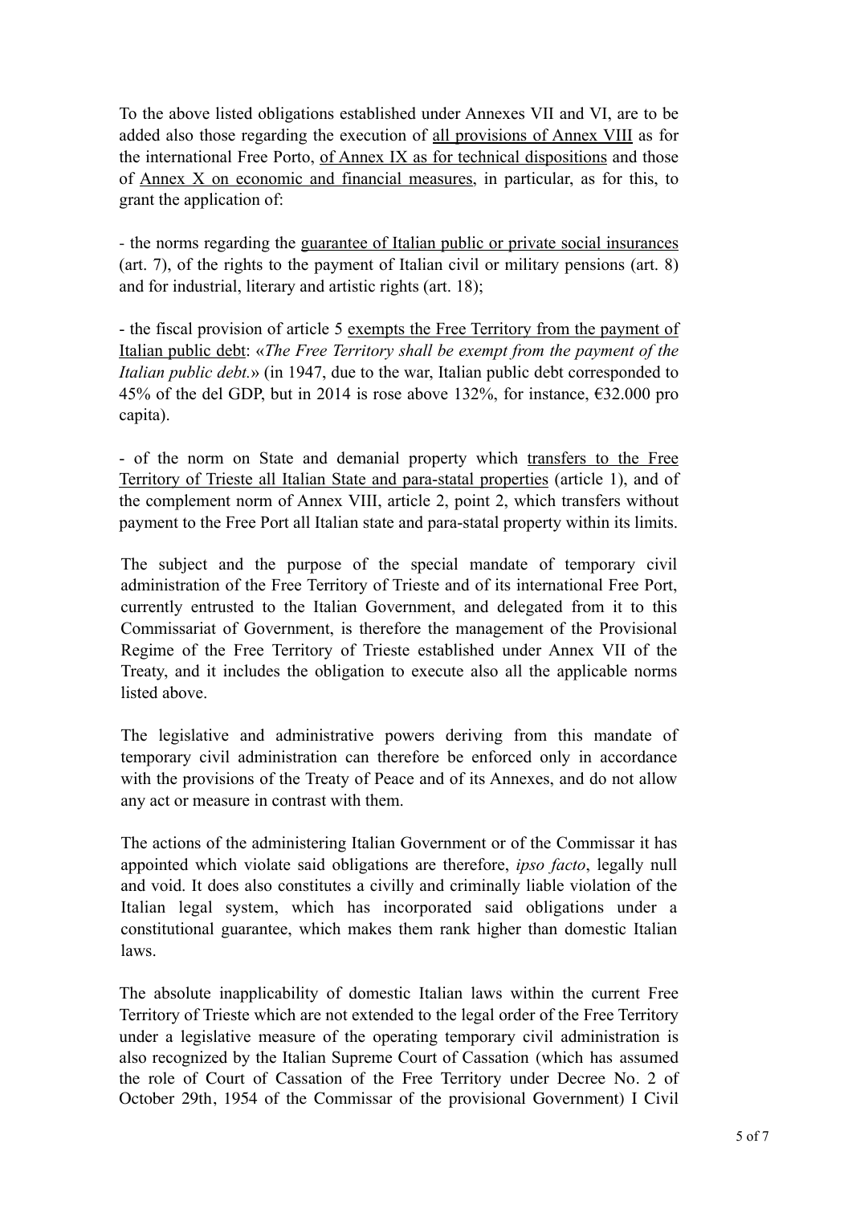To the above listed obligations established under Annexes VII and VI, are to be added also those regarding the execution of <u>all provisions of Annex VIII</u> as for the international Free Porto, <u>of Annex IX as for technical dispositions</u> and those of <u>Annex X on economic and financial measures</u>, in particular, as for this, to grant the application of:

- the norms regarding the <u>guarantee of Italian public or private social insurances</u> (art. 7), of the rights to the payment of Italian civil or military pensions (art. 8) and for industrial, literary and artistic rights (art. 18);

- the fiscal provision of article 5 <u>exempts the Free Territory from the payment of Italian public debt</u>: «*The Free Territory shall be exempt from the payment of the Italian public debt.*» (in 1947, due to the war, Italian public debt corresponded to 45% of the del GDP, but in 2014 is rose above 132%, for instance, €32.000 pro capita).

- of the norm on State and demanial property which <u>transfers to the Free Territory of Trieste all Italian State and para-statal properties</u> (article 1), and of the complement norm of Annex VIII, article 2, point 2, which transfers without payment to the Free Port all Italian state and para-statal property within its limits.

The subject and the purpose of the special mandate of temporary civil administration of the Free Territory of Trieste and of its international Free Port, currently entrusted to the Italian Government, and delegated from it to this Commissariat of Government, is therefore the management of the Provisional Regime of the Free Territory of Trieste established under Annex VII of the Treaty, and it includes the obligation to execute also all the applicable norms listed above.

The legislative and administrative powers deriving from this mandate of temporary civil administration can therefore be enforced only in accordance with the provisions of the Treaty of Peace and of its Annexes, and do not allow any act or measure in contrast with them.

The actions of the administering Italian Government or of the Commissar it has appointed which violate said obligations are therefore, *ipso facto*, legally null and void. It does also constitutes a civilly and criminally liable violation of the Italian legal system, which has incorporated said obligations under a constitutional guarantee, which makes them rank higher than domestic Italian laws.

The absolute inapplicability of domestic Italian laws within the current Free Territory of Trieste which are not extended to the legal order of the Free Territory under a legislative measure of the operating temporary civil administration is also recognized by the Italian Supreme Court of Cassation (which has assumed the role of Court of Cassation of the Free Territory under Decree No. 2 of October 29th, 1954 of the Commissar of the provisional Government) I Civil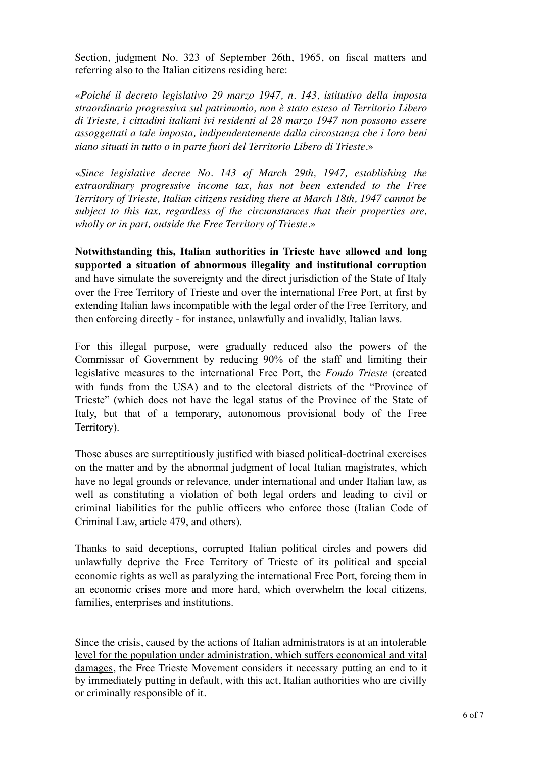Section, judgment No. 323 of September 26th, 1965, on fiscal matters and referring also to the Italian citizens residing here:

«*Poiché il decreto legislativo 29 marzo 1947, n. 143, istitutivo della imposta straordinaria progressiva sul patrimonio, non è stato esteso al Territorio Libero di Trieste, i cittadini italiani ivi residenti al 28 marzo 1947 non possono essere assoggettati a tale imposta, indipendentemente dalla circostanza che i loro beni siano situati in tutto o in parte fuori del Territorio Libero di Trieste*.»

«*Since legislative decree No. 143 of March 29th, 1947, establishing the extraordinary progressive income tax*, *has not been extended to the Free Territory of Trieste, Italian citizens residing there at March 18th, 1947 cannot be subject to this tax, regardless of the circumstances that their properties are, wholly or in part, outside the Free Territory of Trieste*.»

**Notwithstanding this, Italian authorities in Trieste have allowed and long supported a situation of abnormous illegality and institutional corruption** and have simulate the sovereignty and the direct jurisdiction of the State of Italy over the Free Territory of Trieste and over the international Free Port, at first by extending Italian laws incompatible with the legal order of the Free Territory, and then enforcing directly - for instance, unlawfully and invalidly, Italian laws.

For this illegal purpose, were gradually reduced also the powers of the Commissar of Government by reducing 90% of the staff and limiting their legislative measures to the international Free Port, the *Fondo Trieste* (created with funds from the USA) and to the electoral districts of the "Province of Trieste" (which does not have the legal status of the Province of the State of Italy, but that of a temporary, autonomous provisional body of the Free Territory).

Those abuses are surreptitiously justified with biased political-doctrinal exercises on the matter and by the abnormal judgment of local Italian magistrates, which have no legal grounds or relevance, under international and under Italian law, as well as constituting a violation of both legal orders and leading to civil or criminal liabilities for the public officers who enforce those (Italian Code of Criminal Law, article 479, and others).

Thanks to said deceptions, corrupted Italian political circles and powers did unlawfully deprive the Free Territory of Trieste of its political and special economic rights as well as paralyzing the international Free Port, forcing them in an economic crises more and more hard, which overwhelm the local citizens, families, enterprises and institutions.

<u>Since the crisis, caused by the actions of Italian administrators is at an intolerable level for the population under administration, which suffers economical and vital damages</u>, the Free Trieste Movement considers it necessary putting an end to it by immediately putting in default, with this act, Italian authorities who are civilly or criminally responsible of it.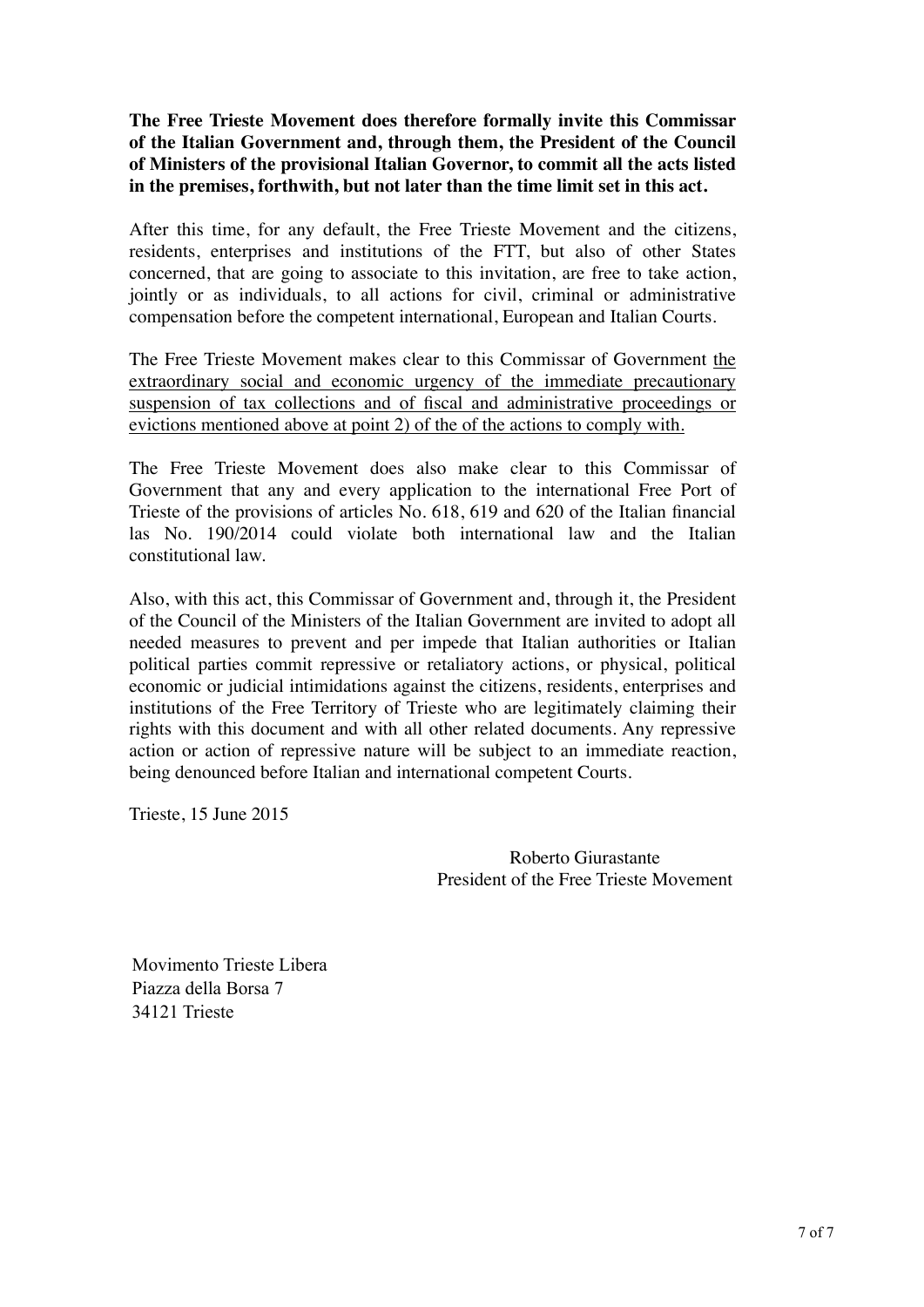**The Free Trieste Movement does therefore formally invite this Commissar of the Italian Government and, through them, the President of the Council of Ministers of the provisional Italian Governor, to commit all the acts listed in the premises, forthwith, but not later than the time limit set in this act.**

After this time, for any default, the Free Trieste Movement and the citizens, residents, enterprises and institutions of the FTT, but also of other States concerned, that are going to associate to this invitation, are free to take action, jointly or as individuals, to all actions for civil, criminal or administrative compensation before the competent international, European and Italian Courts.

The Free Trieste Movement makes clear to this Commissar of Government <u>the extraordinary social and economic urgency of the immediate precautionary suspension of tax collections and of fiscal and administrative proceedings or evictions mentioned above at point 2) of the of the actions to comply with.</u>

The Free Trieste Movement does also make clear to this Commissar of Government that any and every application to the international Free Port of Trieste of the provisions of articles No. 618, 619 and 620 of the Italian financial las No. 190/2014 could violate both international law and the Italian constitutional law.

Also, with this act, this Commissar of Government and, through it, the President of the Council of the Ministers of the Italian Government are invited to adopt all needed measures to prevent and per impede that Italian authorities or Italian political parties commit repressive or retaliatory actions, or physical, political economic or judicial intimidations against the citizens, residents, enterprises and institutions of the Free Territory of Trieste who are legitimately claiming their rights with this document and with all other related documents. Any repressive action or action of repressive nature will be subject to an immediate reaction, being denounced before Italian and international competent Courts.

Trieste, 15 June 2015

Roberto Giurastante
President of the Free Trieste Movement

Movimento Trieste Libera
Piazza della Borsa 7
34121 Trieste